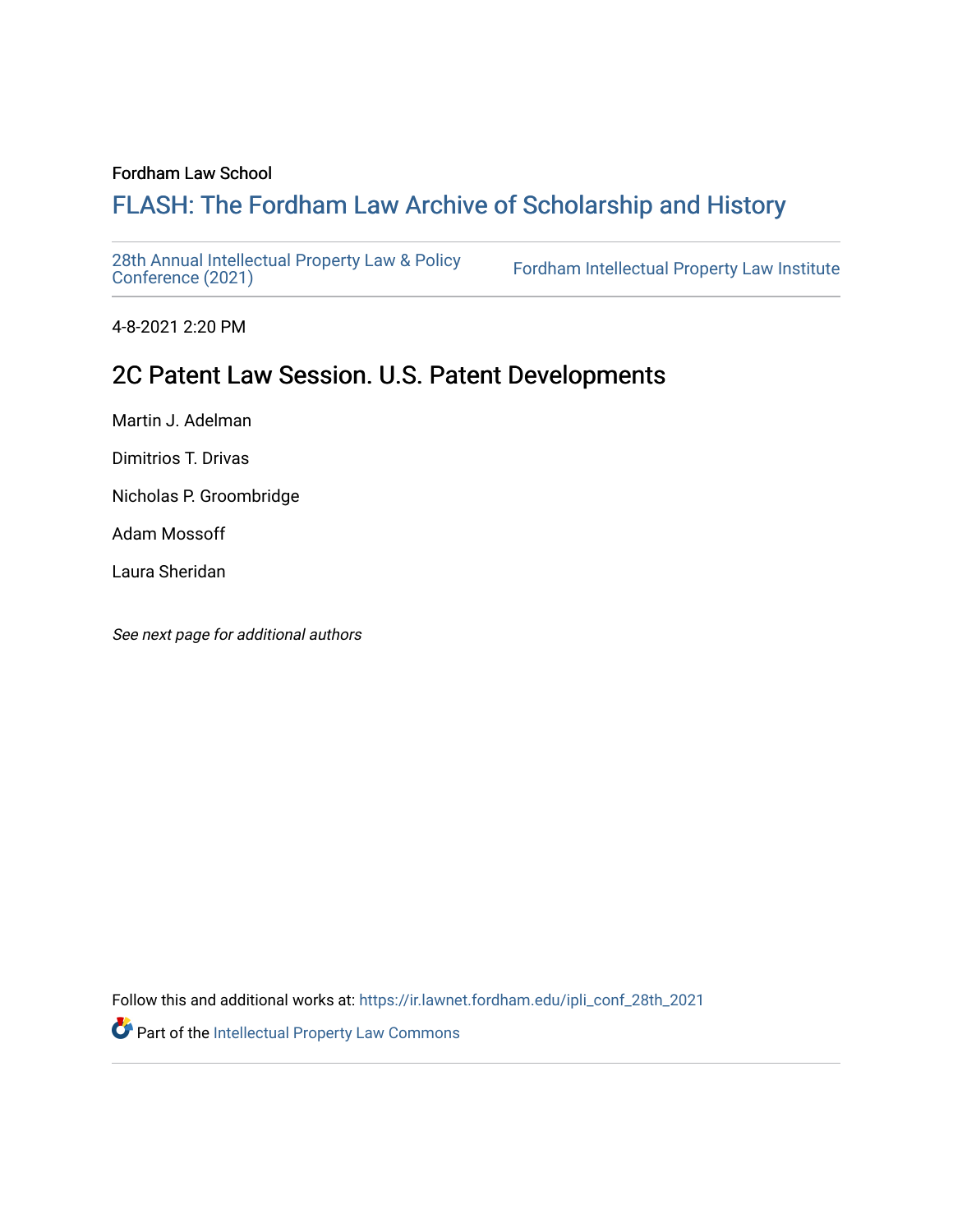Fordham Law School

# FLASH: The Fordham Law Archive of Scholarship and History

28th Annual Intellectual Property Law & Policy Conference (2021) | Fordham Intellectual Property Law Institute

4-8-2021 2:20 PM

## 2C Patent Law Session. U.S. Patent Developments

Martin J. Adelman

Dimitrios T. Drivas

Nicholas P. Groombridge

Adam Mossoff

Laura Sheridan

*See next page for additional authors*

Follow this and additional works at: https://ir.lawnet.fordham.edu/ipli_conf_28th_2021

Part of the Intellectual Property Law Commons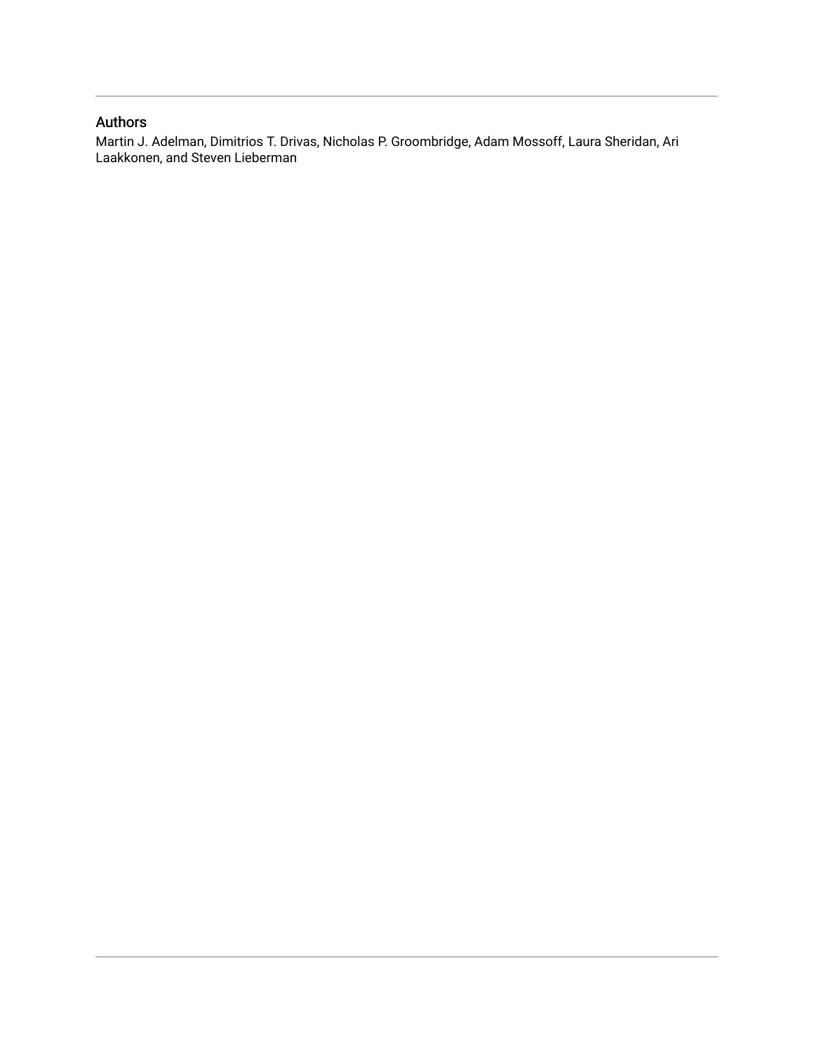## Authors

Martin J. Adelman, Dimitrios T. Drivas, Nicholas P. Groombridge, Adam Mossoff, Laura Sheridan, Ari Laakkonen, and Steven Lieberman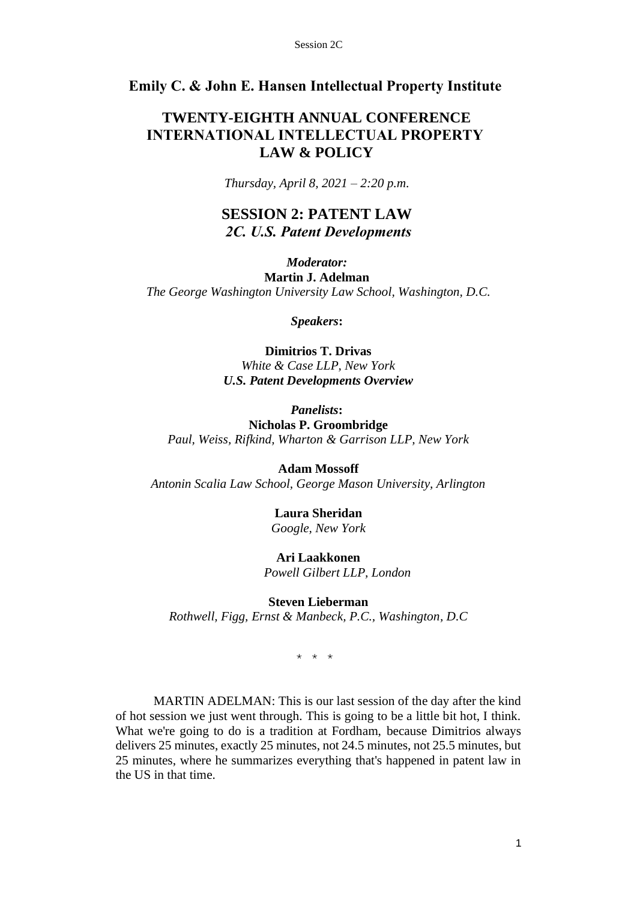## Emily C. & John E. Hansen Intellectual Property Institute

# TWENTY-EIGHTH ANNUAL CONFERENCE INTERNATIONAL INTELLECTUAL PROPERTY LAW & POLICY

*Thursday, April 8, 2021 – 2:20 p.m.*

## SESSION 2: PATENT LAW
### *2C. U.S. Patent Developments*

***Moderator:***
**Martin J. Adelman**
*The George Washington University Law School, Washington, D.C.*

***Speakers*:**

**Dimitrios T. Drivas**
*White & Case LLP, New York*
***U.S. Patent Developments Overview***

***Panelists*:**
**Nicholas P. Groombridge**
*Paul, Weiss, Rifkind, Wharton & Garrison LLP, New York*

**Adam Mossoff**
*Antonin Scalia Law School, George Mason University, Arlington*

**Laura Sheridan**
*Google, New York*

**Ari Laakkonen**
*Powell Gilbert LLP, London*

**Steven Lieberman**
*Rothwell, Figg, Ernst & Manbeck, P.C., Washington, D.C*

\* \* \*

MARTIN ADELMAN: This is our last session of the day after the kind of hot session we just went through. This is going to be a little bit hot, I think. What we're going to do is a tradition at Fordham, because Dimitrios always delivers 25 minutes, exactly 25 minutes, not 24.5 minutes, not 25.5 minutes, but 25 minutes, where he summarizes everything that's happened in patent law in the US in that time.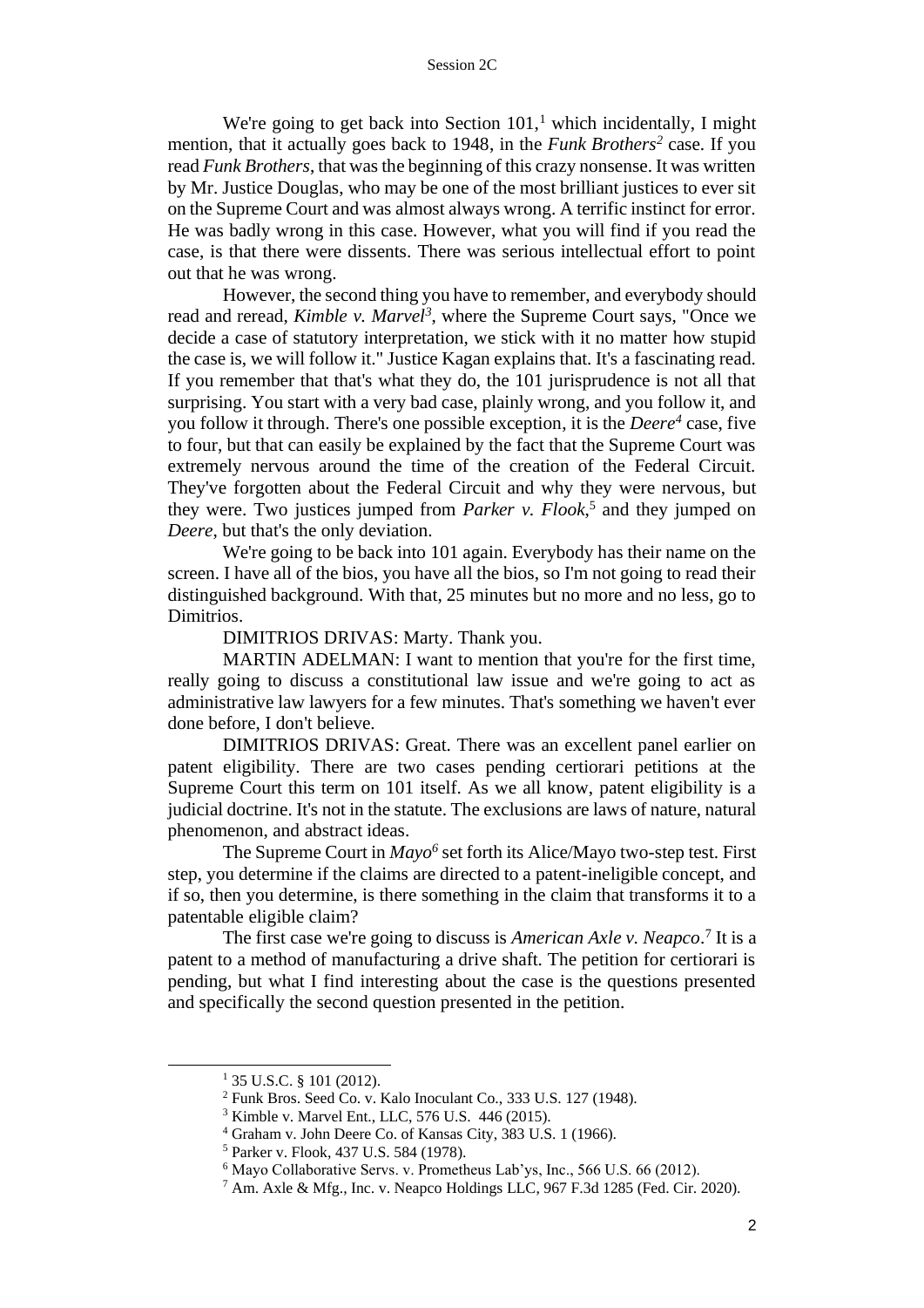We're going to get back into Section 101,[1] which incidentally, I might mention, that it actually goes back to 1948, in the *Funk Brothers*[2] case. If you read *Funk Brothers*, that was the beginning of this crazy nonsense. It was written by Mr. Justice Douglas, who may be one of the most brilliant justices to ever sit on the Supreme Court and was almost always wrong. A terrific instinct for error. He was badly wrong in this case. However, what you will find if you read the case, is that there were dissents. There was serious intellectual effort to point out that he was wrong.

However, the second thing you have to remember, and everybody should read and reread, *Kimble v. Marvel*[3], where the Supreme Court says, "Once we decide a case of statutory interpretation, we stick with it no matter how stupid the case is, we will follow it." Justice Kagan explains that. It's a fascinating read. If you remember that that's what they do, the 101 jurisprudence is not all that surprising. You start with a very bad case, plainly wrong, and you follow it, and you follow it through. There's one possible exception, it is the *Deere*[4] case, five to four, but that can easily be explained by the fact that the Supreme Court was extremely nervous around the time of the creation of the Federal Circuit. They've forgotten about the Federal Circuit and why they were nervous, but they were. Two justices jumped from *Parker v. Flook*,[5] and they jumped on *Deere*, but that's the only deviation.

We're going to be back into 101 again. Everybody has their name on the screen. I have all of the bios, you have all the bios, so I'm not going to read their distinguished background. With that, 25 minutes but no more and no less, go to Dimitrios.

DIMITRIOS DRIVAS: Marty. Thank you.

MARTIN ADELMAN: I want to mention that you're for the first time, really going to discuss a constitutional law issue and we're going to act as administrative law lawyers for a few minutes. That's something we haven't ever done before, I don't believe.

DIMITRIOS DRIVAS: Great. There was an excellent panel earlier on patent eligibility. There are two cases pending certiorari petitions at the Supreme Court this term on 101 itself. As we all know, patent eligibility is a judicial doctrine. It's not in the statute. The exclusions are laws of nature, natural phenomenon, and abstract ideas.

The Supreme Court in *Mayo*[6] set forth its Alice/Mayo two-step test. First step, you determine if the claims are directed to a patent-ineligible concept, and if so, then you determine, is there something in the claim that transforms it to a patentable eligible claim?

The first case we're going to discuss is *American Axle v. Neapco*.[7] It is a patent to a method of manufacturing a drive shaft. The petition for certiorari is pending, but what I find interesting about the case is the questions presented and specifically the second question presented in the petition.

---

[1] 35 U.S.C. § 101 (2012).

[2] Funk Bros. Seed Co. v. Kalo Inoculant Co., 333 U.S. 127 (1948).

[3] Kimble v. Marvel Ent., LLC, 576 U.S. 446 (2015).

[4] Graham v. John Deere Co. of Kansas City, 383 U.S. 1 (1966).

[5] Parker v. Flook, 437 U.S. 584 (1978).

[6] Mayo Collaborative Servs. v. Prometheus Lab'ys, Inc., 566 U.S. 66 (2012).

[7] Am. Axle & Mfg., Inc. v. Neapco Holdings LLC, 967 F.3d 1285 (Fed. Cir. 2020).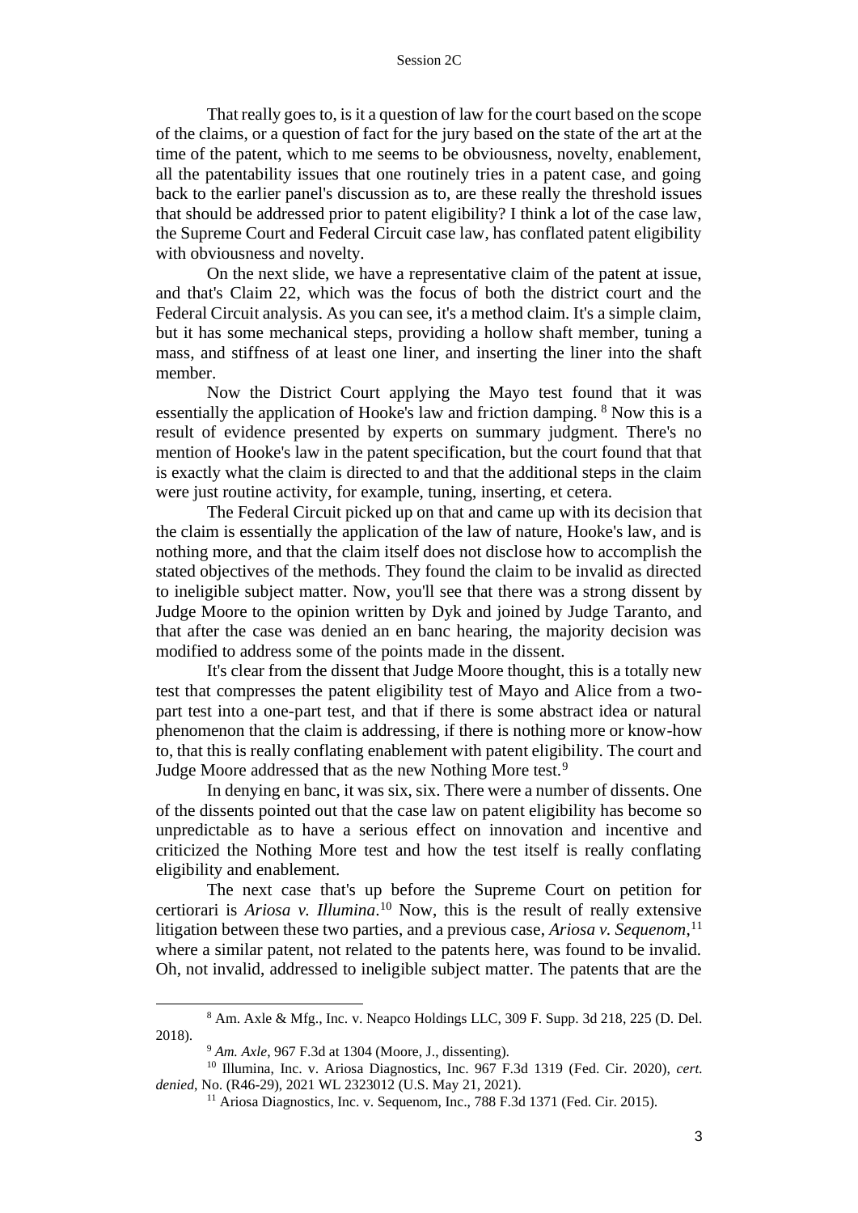That really goes to, is it a question of law for the court based on the scope of the claims, or a question of fact for the jury based on the state of the art at the time of the patent, which to me seems to be obviousness, novelty, enablement, all the patentability issues that one routinely tries in a patent case, and going back to the earlier panel's discussion as to, are these really the threshold issues that should be addressed prior to patent eligibility? I think a lot of the case law, the Supreme Court and Federal Circuit case law, has conflated patent eligibility with obviousness and novelty.

On the next slide, we have a representative claim of the patent at issue, and that's Claim 22, which was the focus of both the district court and the Federal Circuit analysis. As you can see, it's a method claim. It's a simple claim, but it has some mechanical steps, providing a hollow shaft member, tuning a mass, and stiffness of at least one liner, and inserting the liner into the shaft member.

Now the District Court applying the Mayo test found that it was essentially the application of Hooke's law and friction damping. [8] Now this is a result of evidence presented by experts on summary judgment. There's no mention of Hooke's law in the patent specification, but the court found that that is exactly what the claim is directed to and that the additional steps in the claim were just routine activity, for example, tuning, inserting, et cetera.

The Federal Circuit picked up on that and came up with its decision that the claim is essentially the application of the law of nature, Hooke's law, and is nothing more, and that the claim itself does not disclose how to accomplish the stated objectives of the methods. They found the claim to be invalid as directed to ineligible subject matter. Now, you'll see that there was a strong dissent by Judge Moore to the opinion written by Dyk and joined by Judge Taranto, and that after the case was denied an en banc hearing, the majority decision was modified to address some of the points made in the dissent.

It's clear from the dissent that Judge Moore thought, this is a totally new test that compresses the patent eligibility test of Mayo and Alice from a two-part test into a one-part test, and that if there is some abstract idea or natural phenomenon that the claim is addressing, if there is nothing more or know-how to, that this is really conflating enablement with patent eligibility. The court and Judge Moore addressed that as the new Nothing More test.[9]

In denying en banc, it was six, six. There were a number of dissents. One of the dissents pointed out that the case law on patent eligibility has become so unpredictable as to have a serious effect on innovation and incentive and criticized the Nothing More test and how the test itself is really conflating eligibility and enablement.

The next case that's up before the Supreme Court on petition for certiorari is *Ariosa v. Illumina*.[10] Now, this is the result of really extensive litigation between these two parties, and a previous case, *Ariosa v. Sequenom*,[11] where a similar patent, not related to the patents here, was found to be invalid. Oh, not invalid, addressed to ineligible subject matter. The patents that are the

---

[8] Am. Axle & Mfg., Inc. v. Neapco Holdings LLC, 309 F. Supp. 3d 218, 225 (D. Del. 2018).

[9] *Am. Axle*, 967 F.3d at 1304 (Moore, J., dissenting).

[10] Illumina, Inc. v. Ariosa Diagnostics, Inc. 967 F.3d 1319 (Fed. Cir. 2020), *cert. denied*, No. (R46-29), 2021 WL 2323012 (U.S. May 21, 2021).

[11] Ariosa Diagnostics, Inc. v. Sequenom, Inc., 788 F.3d 1371 (Fed. Cir. 2015).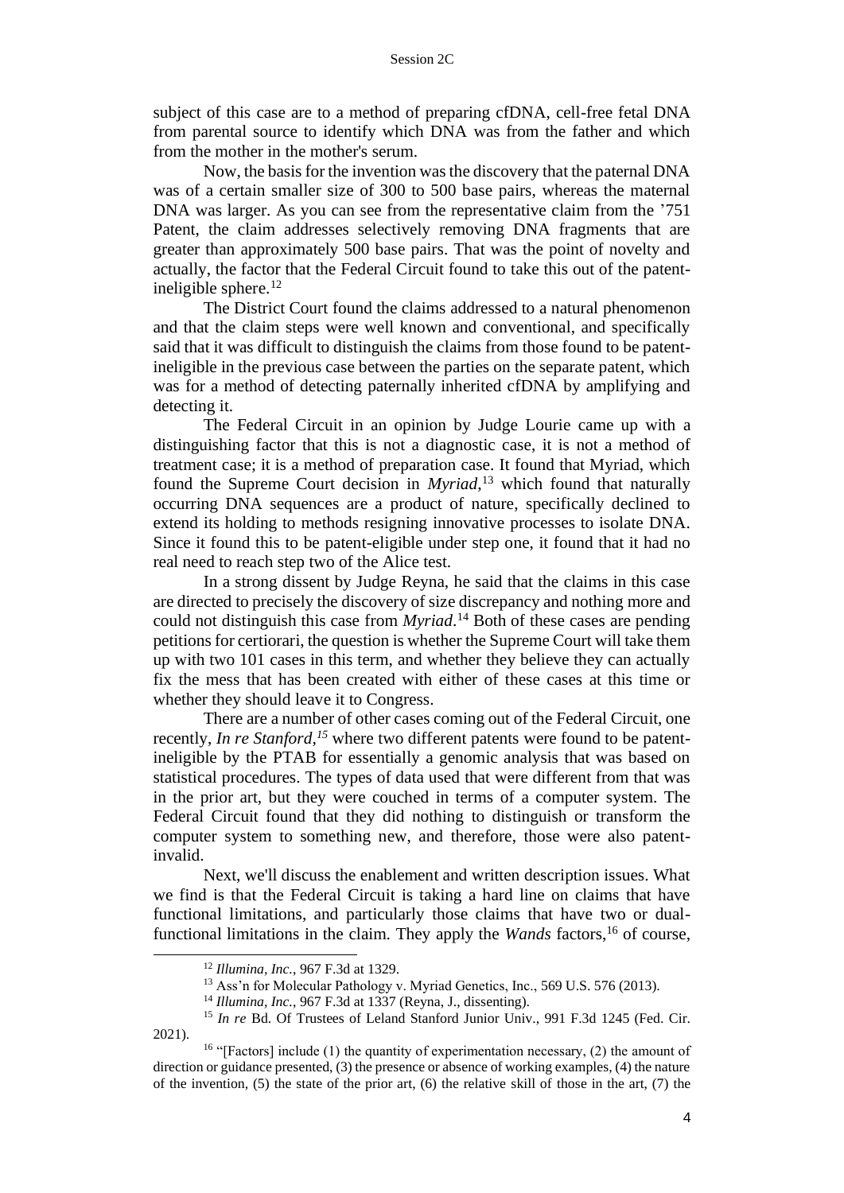subject of this case are to a method of preparing cfDNA, cell-free fetal DNA from parental source to identify which DNA was from the father and which from the mother in the mother's serum.

Now, the basis for the invention was the discovery that the paternal DNA was of a certain smaller size of 300 to 500 base pairs, whereas the maternal DNA was larger. As you can see from the representative claim from the '751 Patent, the claim addresses selectively removing DNA fragments that are greater than approximately 500 base pairs. That was the point of novelty and actually, the factor that the Federal Circuit found to take this out of the patent-ineligible sphere.[12]

The District Court found the claims addressed to a natural phenomenon and that the claim steps were well known and conventional, and specifically said that it was difficult to distinguish the claims from those found to be patent-ineligible in the previous case between the parties on the separate patent, which was for a method of detecting paternally inherited cfDNA by amplifying and detecting it.

The Federal Circuit in an opinion by Judge Lourie came up with a distinguishing factor that this is not a diagnostic case, it is not a method of treatment case; it is a method of preparation case. It found that Myriad, which found the Supreme Court decision in *Myriad*,[13] which found that naturally occurring DNA sequences are a product of nature, specifically declined to extend its holding to methods resigning innovative processes to isolate DNA. Since it found this to be patent-eligible under step one, it found that it had no real need to reach step two of the Alice test.

In a strong dissent by Judge Reyna, he said that the claims in this case are directed to precisely the discovery of size discrepancy and nothing more and could not distinguish this case from *Myriad*.[14] Both of these cases are pending petitions for certiorari, the question is whether the Supreme Court will take them up with two 101 cases in this term, and whether they believe they can actually fix the mess that has been created with either of these cases at this time or whether they should leave it to Congress.

There are a number of other cases coming out of the Federal Circuit, one recently, *In re Stanford*,[15] where two different patents were found to be patent-ineligible by the PTAB for essentially a genomic analysis that was based on statistical procedures. The types of data used that were different from that was in the prior art, but they were couched in terms of a computer system. The Federal Circuit found that they did nothing to distinguish or transform the computer system to something new, and therefore, those were also patent-invalid.

Next, we'll discuss the enablement and written description issues. What we find is that the Federal Circuit is taking a hard line on claims that have functional limitations, and particularly those claims that have two or dual-functional limitations in the claim. They apply the *Wands* factors,[16] of course,

---

[12] *Illumina, Inc.*, 967 F.3d at 1329.

[13] Ass'n for Molecular Pathology v. Myriad Genetics, Inc., 569 U.S. 576 (2013).

[14] *Illumina, Inc.*, 967 F.3d at 1337 (Reyna, J., dissenting).

[15] *In re* Bd. Of Trustees of Leland Stanford Junior Univ., 991 F.3d 1245 (Fed. Cir. 2021).

[16] "[Factors] include (1) the quantity of experimentation necessary, (2) the amount of direction or guidance presented, (3) the presence or absence of working examples, (4) the nature of the invention, (5) the state of the prior art, (6) the relative skill of those in the art, (7) the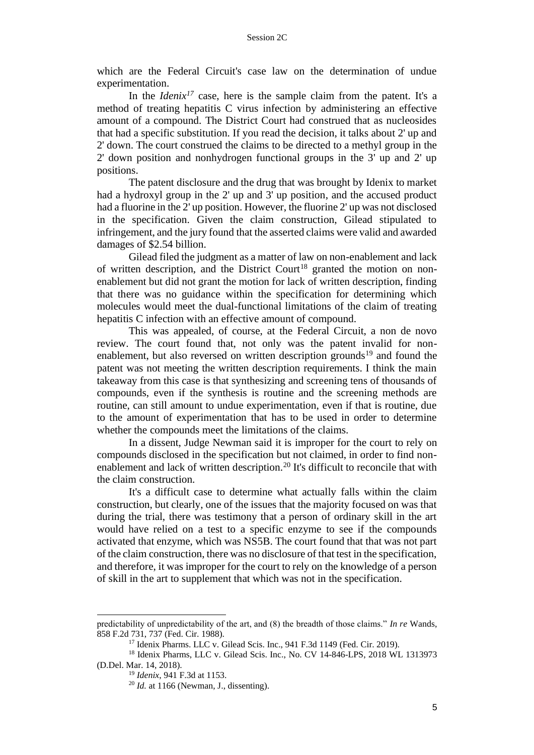which are the Federal Circuit's case law on the determination of undue experimentation.

In the *Idenix*[17] case, here is the sample claim from the patent. It's a method of treating hepatitis C virus infection by administering an effective amount of a compound. The District Court had construed that as nucleosides that had a specific substitution. If you read the decision, it talks about 2' up and 2' down. The court construed the claims to be directed to a methyl group in the 2' down position and nonhydrogen functional groups in the 3' up and 2' up positions.

The patent disclosure and the drug that was brought by Idenix to market had a hydroxyl group in the 2' up and 3' up position, and the accused product had a fluorine in the 2' up position. However, the fluorine 2' up was not disclosed in the specification. Given the claim construction, Gilead stipulated to infringement, and the jury found that the asserted claims were valid and awarded damages of $2.54 billion.

Gilead filed the judgment as a matter of law on non-enablement and lack of written description, and the District Court[18] granted the motion on non-enablement but did not grant the motion for lack of written description, finding that there was no guidance within the specification for determining which molecules would meet the dual-functional limitations of the claim of treating hepatitis C infection with an effective amount of compound.

This was appealed, of course, at the Federal Circuit, a non de novo review. The court found that, not only was the patent invalid for non-enablement, but also reversed on written description grounds[19] and found the patent was not meeting the written description requirements. I think the main takeaway from this case is that synthesizing and screening tens of thousands of compounds, even if the synthesis is routine and the screening methods are routine, can still amount to undue experimentation, even if that is routine, due to the amount of experimentation that has to be used in order to determine whether the compounds meet the limitations of the claims.

In a dissent, Judge Newman said it is improper for the court to rely on compounds disclosed in the specification but not claimed, in order to find non-enablement and lack of written description.[20] It's difficult to reconcile that with the claim construction.

It's a difficult case to determine what actually falls within the claim construction, but clearly, one of the issues that the majority focused on was that during the trial, there was testimony that a person of ordinary skill in the art would have relied on a test to a specific enzyme to see if the compounds activated that enzyme, which was NS5B. The court found that that was not part of the claim construction, there was no disclosure of that test in the specification, and therefore, it was improper for the court to rely on the knowledge of a person of skill in the art to supplement that which was not in the specification.

---

predictability of unpredictability of the art, and (8) the breadth of those claims." *In re* Wands, 858 F.2d 731, 737 (Fed. Cir. 1988).

[17] Idenix Pharms. LLC v. Gilead Scis. Inc., 941 F.3d 1149 (Fed. Cir. 2019).

[18] Idenix Pharms, LLC v. Gilead Scis. Inc., No. CV 14-846-LPS, 2018 WL 1313973 (D.Del. Mar. 14, 2018).

[19] *Idenix*, 941 F.3d at 1153.

[20] *Id.* at 1166 (Newman, J., dissenting).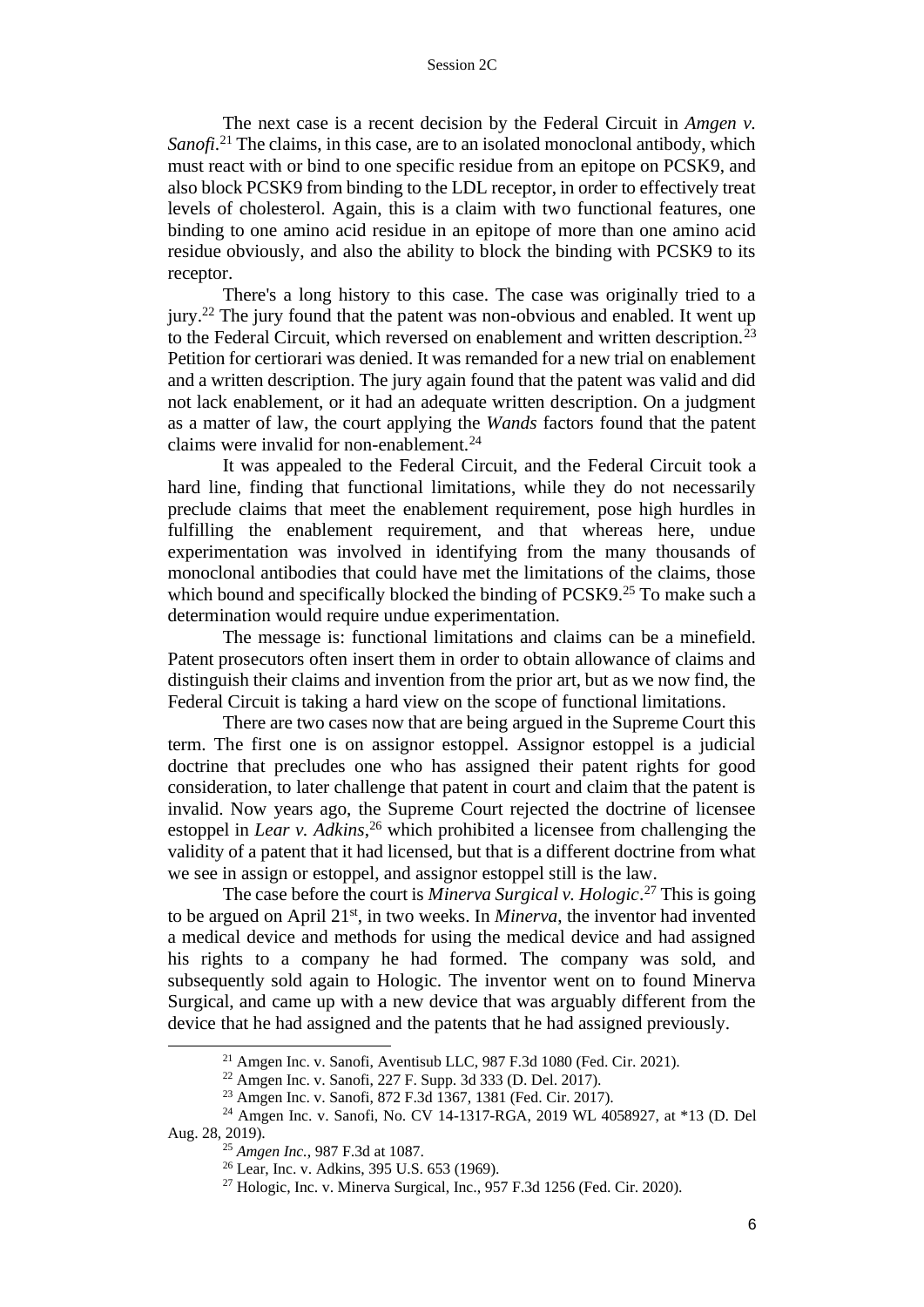The next case is a recent decision by the Federal Circuit in *Amgen v. Sanofi*.[21] The claims, in this case, are to an isolated monoclonal antibody, which must react with or bind to one specific residue from an epitope on PCSK9, and also block PCSK9 from binding to the LDL receptor, in order to effectively treat levels of cholesterol. Again, this is a claim with two functional features, one binding to one amino acid residue in an epitope of more than one amino acid residue obviously, and also the ability to block the binding with PCSK9 to its receptor.

There's a long history to this case. The case was originally tried to a jury.[22] The jury found that the patent was non-obvious and enabled. It went up to the Federal Circuit, which reversed on enablement and written description.[23] Petition for certiorari was denied. It was remanded for a new trial on enablement and a written description. The jury again found that the patent was valid and did not lack enablement, or it had an adequate written description. On a judgment as a matter of law, the court applying the *Wands* factors found that the patent claims were invalid for non-enablement.[24]

It was appealed to the Federal Circuit, and the Federal Circuit took a hard line, finding that functional limitations, while they do not necessarily preclude claims that meet the enablement requirement, pose high hurdles in fulfilling the enablement requirement, and that whereas here, undue experimentation was involved in identifying from the many thousands of monoclonal antibodies that could have met the limitations of the claims, those which bound and specifically blocked the binding of PCSK9.[25] To make such a determination would require undue experimentation.

The message is: functional limitations and claims can be a minefield. Patent prosecutors often insert them in order to obtain allowance of claims and distinguish their claims and invention from the prior art, but as we now find, the Federal Circuit is taking a hard view on the scope of functional limitations.

There are two cases now that are being argued in the Supreme Court this term. The first one is on assignor estoppel. Assignor estoppel is a judicial doctrine that precludes one who has assigned their patent rights for good consideration, to later challenge that patent in court and claim that the patent is invalid. Now years ago, the Supreme Court rejected the doctrine of licensee estoppel in *Lear v. Adkins*,[26] which prohibited a licensee from challenging the validity of a patent that it had licensed, but that is a different doctrine from what we see in assign or estoppel, and assignor estoppel still is the law.

The case before the court is *Minerva Surgical v. Hologic*.[27] This is going to be argued on April 21st, in two weeks. In *Minerva*, the inventor had invented a medical device and methods for using the medical device and had assigned his rights to a company he had formed. The company was sold, and subsequently sold again to Hologic. The inventor went on to found Minerva Surgical, and came up with a new device that was arguably different from the device that he had assigned and the patents that he had assigned previously.

---

[21] Amgen Inc. v. Sanofi, Aventisub LLC, 987 F.3d 1080 (Fed. Cir. 2021).

[22] Amgen Inc. v. Sanofi, 227 F. Supp. 3d 333 (D. Del. 2017).

[23] Amgen Inc. v. Sanofi, 872 F.3d 1367, 1381 (Fed. Cir. 2017).

[24] Amgen Inc. v. Sanofi, No. CV 14-1317-RGA, 2019 WL 4058927, at *13 (D. Del Aug. 28, 2019).

[25] *Amgen Inc.*, 987 F.3d at 1087.

[26] Lear, Inc. v. Adkins, 395 U.S. 653 (1969).

[27] Hologic, Inc. v. Minerva Surgical, Inc., 957 F.3d 1256 (Fed. Cir. 2020).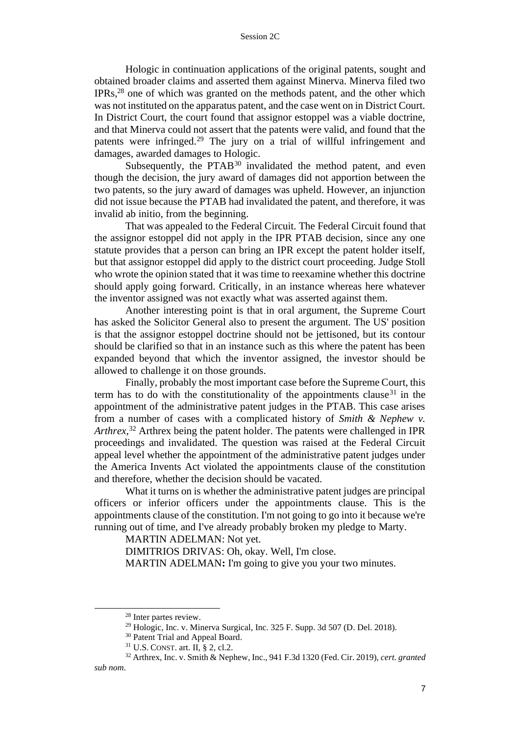Hologic in continuation applications of the original patents, sought and obtained broader claims and asserted them against Minerva. Minerva filed two IPRs,[28] one of which was granted on the methods patent, and the other which was not instituted on the apparatus patent, and the case went on in District Court. In District Court, the court found that assignor estoppel was a viable doctrine, and that Minerva could not assert that the patents were valid, and found that the patents were infringed.[29] The jury on a trial of willful infringement and damages, awarded damages to Hologic.

Subsequently, the PTAB[30] invalidated the method patent, and even though the decision, the jury award of damages did not apportion between the two patents, so the jury award of damages was upheld. However, an injunction did not issue because the PTAB had invalidated the patent, and therefore, it was invalid ab initio, from the beginning.

That was appealed to the Federal Circuit. The Federal Circuit found that the assignor estoppel did not apply in the IPR PTAB decision, since any one statute provides that a person can bring an IPR except the patent holder itself, but that assignor estoppel did apply to the district court proceeding. Judge Stoll who wrote the opinion stated that it was time to reexamine whether this doctrine should apply going forward. Critically, in an instance whereas here whatever the inventor assigned was not exactly what was asserted against them.

Another interesting point is that in oral argument, the Supreme Court has asked the Solicitor General also to present the argument. The US' position is that the assignor estoppel doctrine should not be jettisoned, but its contour should be clarified so that in an instance such as this where the patent has been expanded beyond that which the inventor assigned, the investor should be allowed to challenge it on those grounds.

Finally, probably the most important case before the Supreme Court, this term has to do with the constitutionality of the appointments clause[31] in the appointment of the administrative patent judges in the PTAB. This case arises from a number of cases with a complicated history of *Smith & Nephew v. Arthrex*,[32] Arthrex being the patent holder. The patents were challenged in IPR proceedings and invalidated. The question was raised at the Federal Circuit appeal level whether the appointment of the administrative patent judges under the America Invents Act violated the appointments clause of the constitution and therefore, whether the decision should be vacated.

What it turns on is whether the administrative patent judges are principal officers or inferior officers under the appointments clause. This is the appointments clause of the constitution. I'm not going to go into it because we're running out of time, and I've already probably broken my pledge to Marty.

MARTIN ADELMAN: Not yet.

DIMITRIOS DRIVAS: Oh, okay. Well, I'm close.

MARTIN ADELMAN**:** I'm going to give you your two minutes.

---

[28] Inter partes review.

[29] Hologic, Inc. v. Minerva Surgical, Inc. 325 F. Supp. 3d 507 (D. Del. 2018).

[30] Patent Trial and Appeal Board.

[31] U.S. CONST. art. II, § 2, cl.2.

[32] Arthrex, Inc. v. Smith & Nephew, Inc., 941 F.3d 1320 (Fed. Cir. 2019), *cert. granted sub nom.*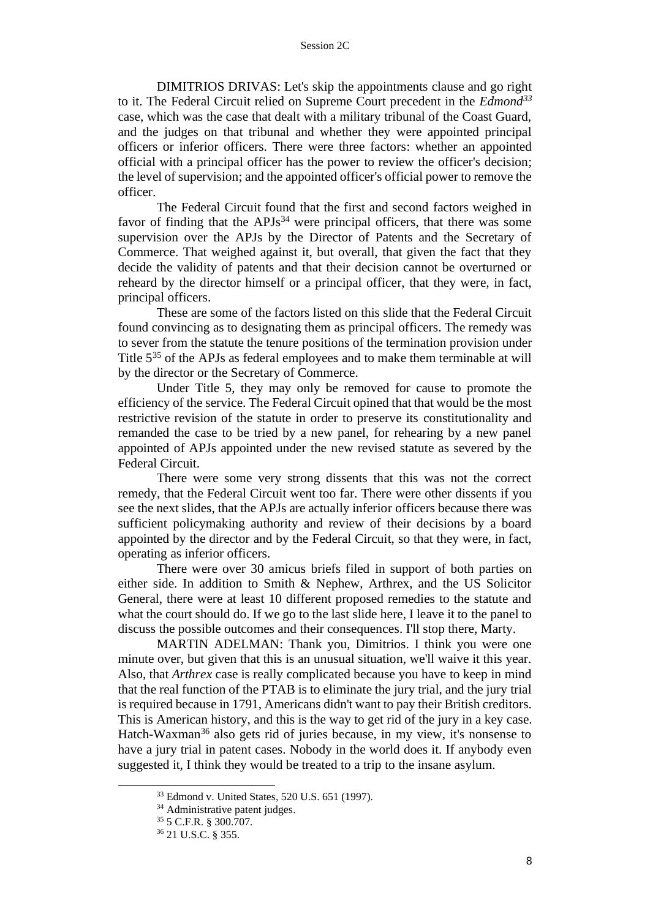DIMITRIOS DRIVAS: Let's skip the appointments clause and go right to it. The Federal Circuit relied on Supreme Court precedent in the *Edmond*[33] case, which was the case that dealt with a military tribunal of the Coast Guard, and the judges on that tribunal and whether they were appointed principal officers or inferior officers. There were three factors: whether an appointed official with a principal officer has the power to review the officer's decision; the level of supervision; and the appointed officer's official power to remove the officer.

The Federal Circuit found that the first and second factors weighed in favor of finding that the APJs[34] were principal officers, that there was some supervision over the APJs by the Director of Patents and the Secretary of Commerce. That weighed against it, but overall, that given the fact that they decide the validity of patents and that their decision cannot be overturned or reheard by the director himself or a principal officer, that they were, in fact, principal officers.

These are some of the factors listed on this slide that the Federal Circuit found convincing as to designating them as principal officers. The remedy was to sever from the statute the tenure positions of the termination provision under Title 5[35] of the APJs as federal employees and to make them terminable at will by the director or the Secretary of Commerce.

Under Title 5, they may only be removed for cause to promote the efficiency of the service. The Federal Circuit opined that that would be the most restrictive revision of the statute in order to preserve its constitutionality and remanded the case to be tried by a new panel, for rehearing by a new panel appointed of APJs appointed under the new revised statute as severed by the Federal Circuit.

There were some very strong dissents that this was not the correct remedy, that the Federal Circuit went too far. There were other dissents if you see the next slides, that the APJs are actually inferior officers because there was sufficient policymaking authority and review of their decisions by a board appointed by the director and by the Federal Circuit, so that they were, in fact, operating as inferior officers.

There were over 30 amicus briefs filed in support of both parties on either side. In addition to Smith & Nephew, Arthrex, and the US Solicitor General, there were at least 10 different proposed remedies to the statute and what the court should do. If we go to the last slide here, I leave it to the panel to discuss the possible outcomes and their consequences. I'll stop there, Marty.

MARTIN ADELMAN: Thank you, Dimitrios. I think you were one minute over, but given that this is an unusual situation, we'll waive it this year. Also, that *Arthrex* case is really complicated because you have to keep in mind that the real function of the PTAB is to eliminate the jury trial, and the jury trial is required because in 1791, Americans didn't want to pay their British creditors. This is American history, and this is the way to get rid of the jury in a key case. Hatch-Waxman[36] also gets rid of juries because, in my view, it's nonsense to have a jury trial in patent cases. Nobody in the world does it. If anybody even suggested it, I think they would be treated to a trip to the insane asylum.

---

[33] Edmond v. United States, 520 U.S. 651 (1997).

[34] Administrative patent judges.

[35] 5 C.F.R. § 300.707.

[36] 21 U.S.C. § 355.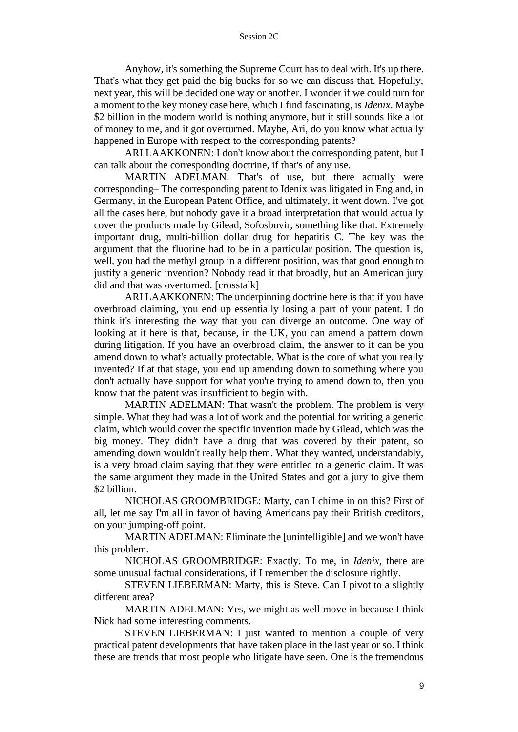Anyhow, it's something the Supreme Court has to deal with. It's up there. That's what they get paid the big bucks for so we can discuss that. Hopefully, next year, this will be decided one way or another. I wonder if we could turn for a moment to the key money case here, which I find fascinating, is *Idenix*. Maybe $2 billion in the modern world is nothing anymore, but it still sounds like a lot of money to me, and it got overturned. Maybe, Ari, do you know what actually happened in Europe with respect to the corresponding patents?

ARI LAAKKONEN: I don't know about the corresponding patent, but I can talk about the corresponding doctrine, if that's of any use.

MARTIN ADELMAN: That's of use, but there actually were corresponding– The corresponding patent to Idenix was litigated in England, in Germany, in the European Patent Office, and ultimately, it went down. I've got all the cases here, but nobody gave it a broad interpretation that would actually cover the products made by Gilead, Sofosbuvir, something like that. Extremely important drug, multi-billion dollar drug for hepatitis C. The key was the argument that the fluorine had to be in a particular position. The question is, well, you had the methyl group in a different position, was that good enough to justify a generic invention? Nobody read it that broadly, but an American jury did and that was overturned. [crosstalk]

ARI LAAKKONEN: The underpinning doctrine here is that if you have overbroad claiming, you end up essentially losing a part of your patent. I do think it's interesting the way that you can diverge an outcome. One way of looking at it here is that, because, in the UK, you can amend a pattern down during litigation. If you have an overbroad claim, the answer to it can be you amend down to what's actually protectable. What is the core of what you really invented? If at that stage, you end up amending down to something where you don't actually have support for what you're trying to amend down to, then you know that the patent was insufficient to begin with.

MARTIN ADELMAN: That wasn't the problem. The problem is very simple. What they had was a lot of work and the potential for writing a generic claim, which would cover the specific invention made by Gilead, which was the big money. They didn't have a drug that was covered by their patent, so amending down wouldn't really help them. What they wanted, understandably, is a very broad claim saying that they were entitled to a generic claim. It was the same argument they made in the United States and got a jury to give them $2 billion.

NICHOLAS GROOMBRIDGE: Marty, can I chime in on this? First of all, let me say I'm all in favor of having Americans pay their British creditors, on your jumping-off point.

MARTIN ADELMAN: Eliminate the [unintelligible] and we won't have this problem.

NICHOLAS GROOMBRIDGE: Exactly. To me, in *Idenix*, there are some unusual factual considerations, if I remember the disclosure rightly.

STEVEN LIEBERMAN: Marty, this is Steve. Can I pivot to a slightly different area?

MARTIN ADELMAN: Yes, we might as well move in because I think Nick had some interesting comments.

STEVEN LIEBERMAN: I just wanted to mention a couple of very practical patent developments that have taken place in the last year or so. I think these are trends that most people who litigate have seen. One is the tremendous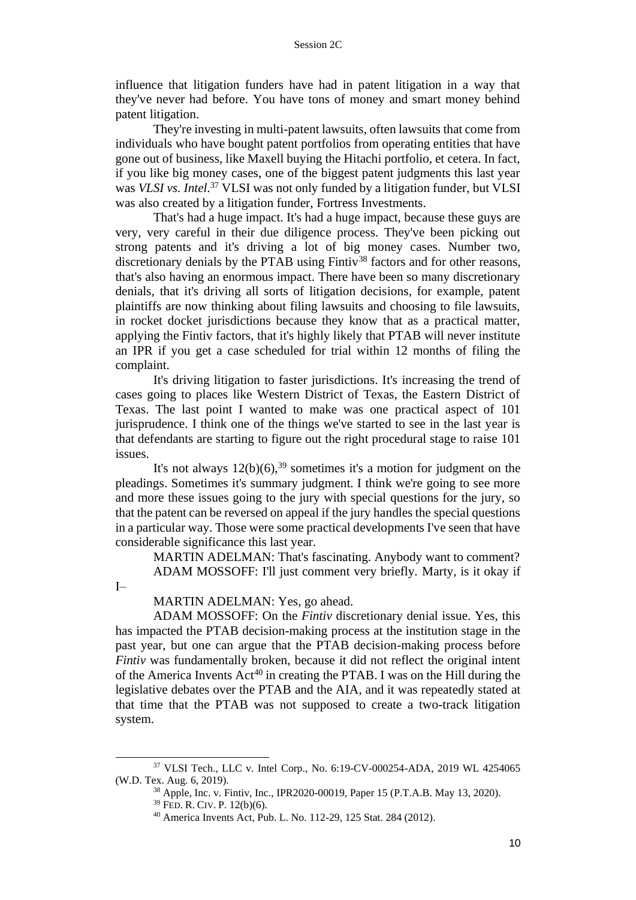influence that litigation funders have had in patent litigation in a way that they've never had before. You have tons of money and smart money behind patent litigation.

They're investing in multi-patent lawsuits, often lawsuits that come from individuals who have bought patent portfolios from operating entities that have gone out of business, like Maxell buying the Hitachi portfolio, et cetera. In fact, if you like big money cases, one of the biggest patent judgments this last year was *VLSI vs. Intel*.[37] VLSI was not only funded by a litigation funder, but VLSI was also created by a litigation funder, Fortress Investments.

That's had a huge impact. It's had a huge impact, because these guys are very, very careful in their due diligence process. They've been picking out strong patents and it's driving a lot of big money cases. Number two, discretionary denials by the PTAB using Fintiv[38] factors and for other reasons, that's also having an enormous impact. There have been so many discretionary denials, that it's driving all sorts of litigation decisions, for example, patent plaintiffs are now thinking about filing lawsuits and choosing to file lawsuits, in rocket docket jurisdictions because they know that as a practical matter, applying the Fintiv factors, that it's highly likely that PTAB will never institute an IPR if you get a case scheduled for trial within 12 months of filing the complaint.

It's driving litigation to faster jurisdictions. It's increasing the trend of cases going to places like Western District of Texas, the Eastern District of Texas. The last point I wanted to make was one practical aspect of 101 jurisprudence. I think one of the things we've started to see in the last year is that defendants are starting to figure out the right procedural stage to raise 101 issues.

It's not always 12(b)(6),[39] sometimes it's a motion for judgment on the pleadings. Sometimes it's summary judgment. I think we're going to see more and more these issues going to the jury with special questions for the jury, so that the patent can be reversed on appeal if the jury handles the special questions in a particular way. Those were some practical developments I've seen that have considerable significance this last year.

MARTIN ADELMAN: That's fascinating. Anybody want to comment?

ADAM MOSSOFF: I'll just comment very briefly. Marty, is it okay if I–

MARTIN ADELMAN: Yes, go ahead.

ADAM MOSSOFF: On the *Fintiv* discretionary denial issue. Yes, this has impacted the PTAB decision-making process at the institution stage in the past year, but one can argue that the PTAB decision-making process before *Fintiv* was fundamentally broken, because it did not reflect the original intent of the America Invents Act[40] in creating the PTAB. I was on the Hill during the legislative debates over the PTAB and the AIA, and it was repeatedly stated at that time that the PTAB was not supposed to create a two-track litigation system.

---

[37] VLSI Tech., LLC v. Intel Corp., No. 6:19-CV-000254-ADA, 2019 WL 4254065 (W.D. Tex. Aug. 6, 2019).

[38] Apple, Inc. v. Fintiv, Inc., IPR2020-00019, Paper 15 (P.T.A.B. May 13, 2020).

[39] FED. R. CIV. P. 12(b)(6).

[40] America Invents Act, Pub. L. No. 112-29, 125 Stat. 284 (2012).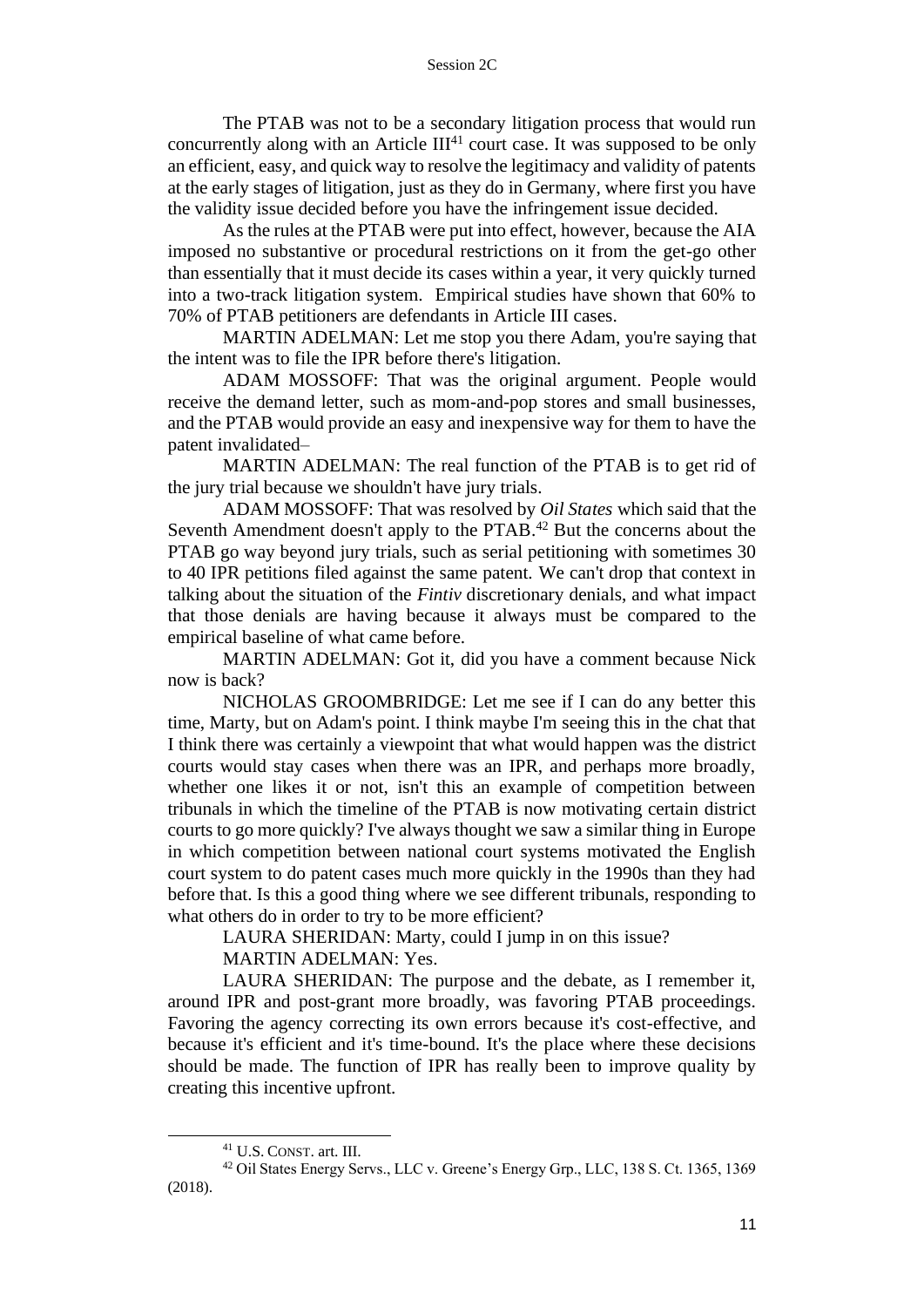The PTAB was not to be a secondary litigation process that would run concurrently along with an Article III[41] court case. It was supposed to be only an efficient, easy, and quick way to resolve the legitimacy and validity of patents at the early stages of litigation, just as they do in Germany, where first you have the validity issue decided before you have the infringement issue decided.

As the rules at the PTAB were put into effect, however, because the AIA imposed no substantive or procedural restrictions on it from the get-go other than essentially that it must decide its cases within a year, it very quickly turned into a two-track litigation system. Empirical studies have shown that 60% to 70% of PTAB petitioners are defendants in Article III cases.

MARTIN ADELMAN: Let me stop you there Adam, you're saying that the intent was to file the IPR before there's litigation.

ADAM MOSSOFF: That was the original argument. People would receive the demand letter, such as mom-and-pop stores and small businesses, and the PTAB would provide an easy and inexpensive way for them to have the patent invalidated–

MARTIN ADELMAN: The real function of the PTAB is to get rid of the jury trial because we shouldn't have jury trials.

ADAM MOSSOFF: That was resolved by *Oil States* which said that the Seventh Amendment doesn't apply to the PTAB.[42] But the concerns about the PTAB go way beyond jury trials, such as serial petitioning with sometimes 30 to 40 IPR petitions filed against the same patent. We can't drop that context in talking about the situation of the *Fintiv* discretionary denials, and what impact that those denials are having because it always must be compared to the empirical baseline of what came before.

MARTIN ADELMAN: Got it, did you have a comment because Nick now is back?

NICHOLAS GROOMBRIDGE: Let me see if I can do any better this time, Marty, but on Adam's point. I think maybe I'm seeing this in the chat that I think there was certainly a viewpoint that what would happen was the district courts would stay cases when there was an IPR, and perhaps more broadly, whether one likes it or not, isn't this an example of competition between tribunals in which the timeline of the PTAB is now motivating certain district courts to go more quickly? I've always thought we saw a similar thing in Europe in which competition between national court systems motivated the English court system to do patent cases much more quickly in the 1990s than they had before that. Is this a good thing where we see different tribunals, responding to what others do in order to try to be more efficient?

LAURA SHERIDAN: Marty, could I jump in on this issue?

MARTIN ADELMAN: Yes.

LAURA SHERIDAN: The purpose and the debate, as I remember it, around IPR and post-grant more broadly, was favoring PTAB proceedings. Favoring the agency correcting its own errors because it's cost-effective, and because it's efficient and it's time-bound. It's the place where these decisions should be made. The function of IPR has really been to improve quality by creating this incentive upfront.

---

[41] U.S. CONST. art. III.

[42] Oil States Energy Servs., LLC v. Greene's Energy Grp., LLC, 138 S. Ct. 1365, 1369 (2018).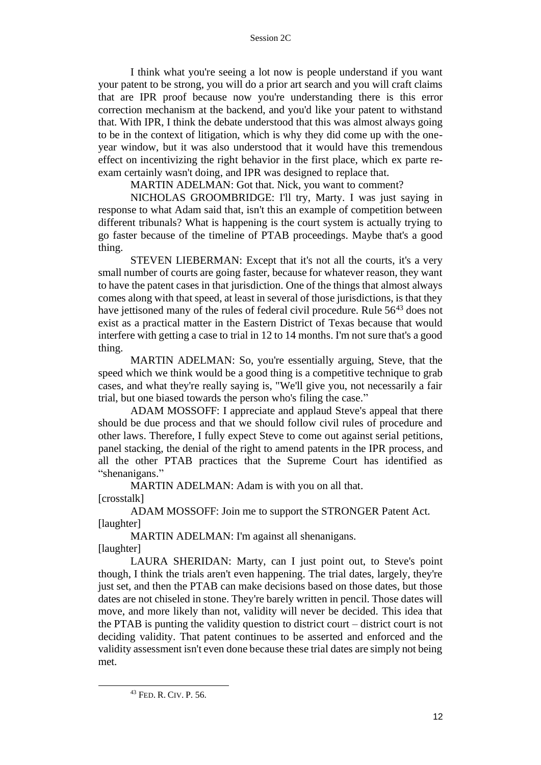I think what you're seeing a lot now is people understand if you want your patent to be strong, you will do a prior art search and you will craft claims that are IPR proof because now you're understanding there is this error correction mechanism at the backend, and you'd like your patent to withstand that. With IPR, I think the debate understood that this was almost always going to be in the context of litigation, which is why they did come up with the one-year window, but it was also understood that it would have this tremendous effect on incentivizing the right behavior in the first place, which ex parte re-exam certainly wasn't doing, and IPR was designed to replace that.

MARTIN ADELMAN: Got that. Nick, you want to comment?

NICHOLAS GROOMBRIDGE: I'll try, Marty. I was just saying in response to what Adam said that, isn't this an example of competition between different tribunals? What is happening is the court system is actually trying to go faster because of the timeline of PTAB proceedings. Maybe that's a good thing.

STEVEN LIEBERMAN: Except that it's not all the courts, it's a very small number of courts are going faster, because for whatever reason, they want to have the patent cases in that jurisdiction. One of the things that almost always comes along with that speed, at least in several of those jurisdictions, is that they have jettisoned many of the rules of federal civil procedure. Rule 56[43] does not exist as a practical matter in the Eastern District of Texas because that would interfere with getting a case to trial in 12 to 14 months. I'm not sure that's a good thing.

MARTIN ADELMAN: So, you're essentially arguing, Steve, that the speed which we think would be a good thing is a competitive technique to grab cases, and what they're really saying is, "We'll give you, not necessarily a fair trial, but one biased towards the person who's filing the case."

ADAM MOSSOFF: I appreciate and applaud Steve's appeal that there should be due process and that we should follow civil rules of procedure and other laws. Therefore, I fully expect Steve to come out against serial petitions, panel stacking, the denial of the right to amend patents in the IPR process, and all the other PTAB practices that the Supreme Court has identified as "shenanigans."

MARTIN ADELMAN: Adam is with you on all that.

[crosstalk]

ADAM MOSSOFF: Join me to support the STRONGER Patent Act.

[laughter]

MARTIN ADELMAN: I'm against all shenanigans.

[laughter]

LAURA SHERIDAN: Marty, can I just point out, to Steve's point though, I think the trials aren't even happening. The trial dates, largely, they're just set, and then the PTAB can make decisions based on those dates, but those dates are not chiseled in stone. They're barely written in pencil. Those dates will move, and more likely than not, validity will never be decided. This idea that the PTAB is punting the validity question to district court – district court is not deciding validity. That patent continues to be asserted and enforced and the validity assessment isn't even done because these trial dates are simply not being met.

[43] FED. R. CIV. P. 56.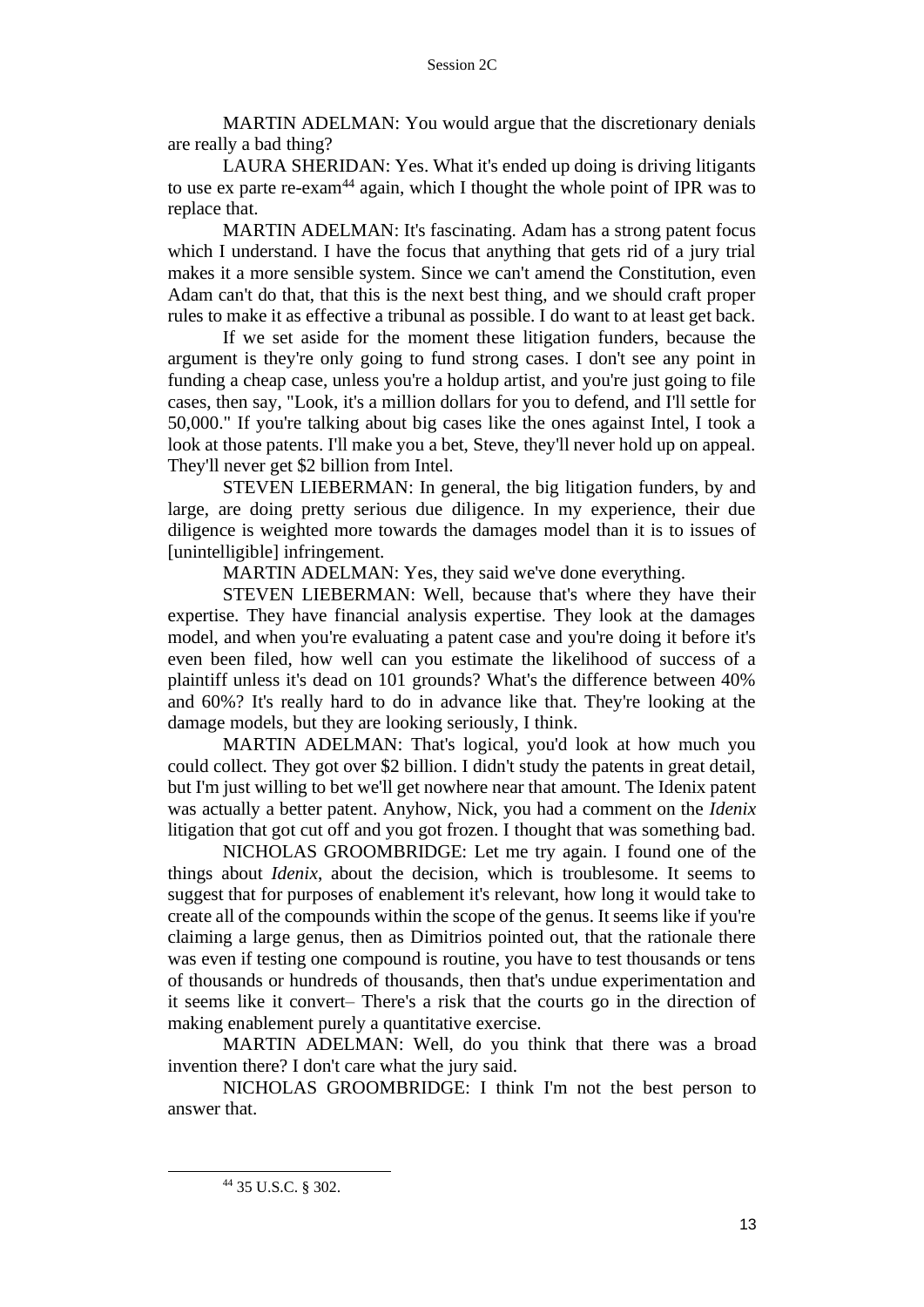MARTIN ADELMAN: You would argue that the discretionary denials are really a bad thing?

LAURA SHERIDAN: Yes. What it's ended up doing is driving litigants to use ex parte re-exam[44] again, which I thought the whole point of IPR was to replace that.

MARTIN ADELMAN: It's fascinating. Adam has a strong patent focus which I understand. I have the focus that anything that gets rid of a jury trial makes it a more sensible system. Since we can't amend the Constitution, even Adam can't do that, that this is the next best thing, and we should craft proper rules to make it as effective a tribunal as possible. I do want to at least get back.

If we set aside for the moment these litigation funders, because the argument is they're only going to fund strong cases. I don't see any point in funding a cheap case, unless you're a holdup artist, and you're just going to file cases, then say, "Look, it's a million dollars for you to defend, and I'll settle for 50,000." If you're talking about big cases like the ones against Intel, I took a look at those patents. I'll make you a bet, Steve, they'll never hold up on appeal. They'll never get $2 billion from Intel.

STEVEN LIEBERMAN: In general, the big litigation funders, by and large, are doing pretty serious due diligence. In my experience, their due diligence is weighted more towards the damages model than it is to issues of [unintelligible] infringement.

MARTIN ADELMAN: Yes, they said we've done everything.

STEVEN LIEBERMAN: Well, because that's where they have their expertise. They have financial analysis expertise. They look at the damages model, and when you're evaluating a patent case and you're doing it before it's even been filed, how well can you estimate the likelihood of success of a plaintiff unless it's dead on 101 grounds? What's the difference between 40% and 60%? It's really hard to do in advance like that. They're looking at the damage models, but they are looking seriously, I think.

MARTIN ADELMAN: That's logical, you'd look at how much you could collect. They got over $2 billion. I didn't study the patents in great detail, but I'm just willing to bet we'll get nowhere near that amount. The Idenix patent was actually a better patent. Anyhow, Nick, you had a comment on the *Idenix* litigation that got cut off and you got frozen. I thought that was something bad.

NICHOLAS GROOMBRIDGE: Let me try again. I found one of the things about *Idenix*, about the decision, which is troublesome. It seems to suggest that for purposes of enablement it's relevant, how long it would take to create all of the compounds within the scope of the genus. It seems like if you're claiming a large genus, then as Dimitrios pointed out, that the rationale there was even if testing one compound is routine, you have to test thousands or tens of thousands or hundreds of thousands, then that's undue experimentation and it seems like it convert– There's a risk that the courts go in the direction of making enablement purely a quantitative exercise.

MARTIN ADELMAN: Well, do you think that there was a broad invention there? I don't care what the jury said.

NICHOLAS GROOMBRIDGE: I think I'm not the best person to answer that.

---

[44] 35 U.S.C. § 302.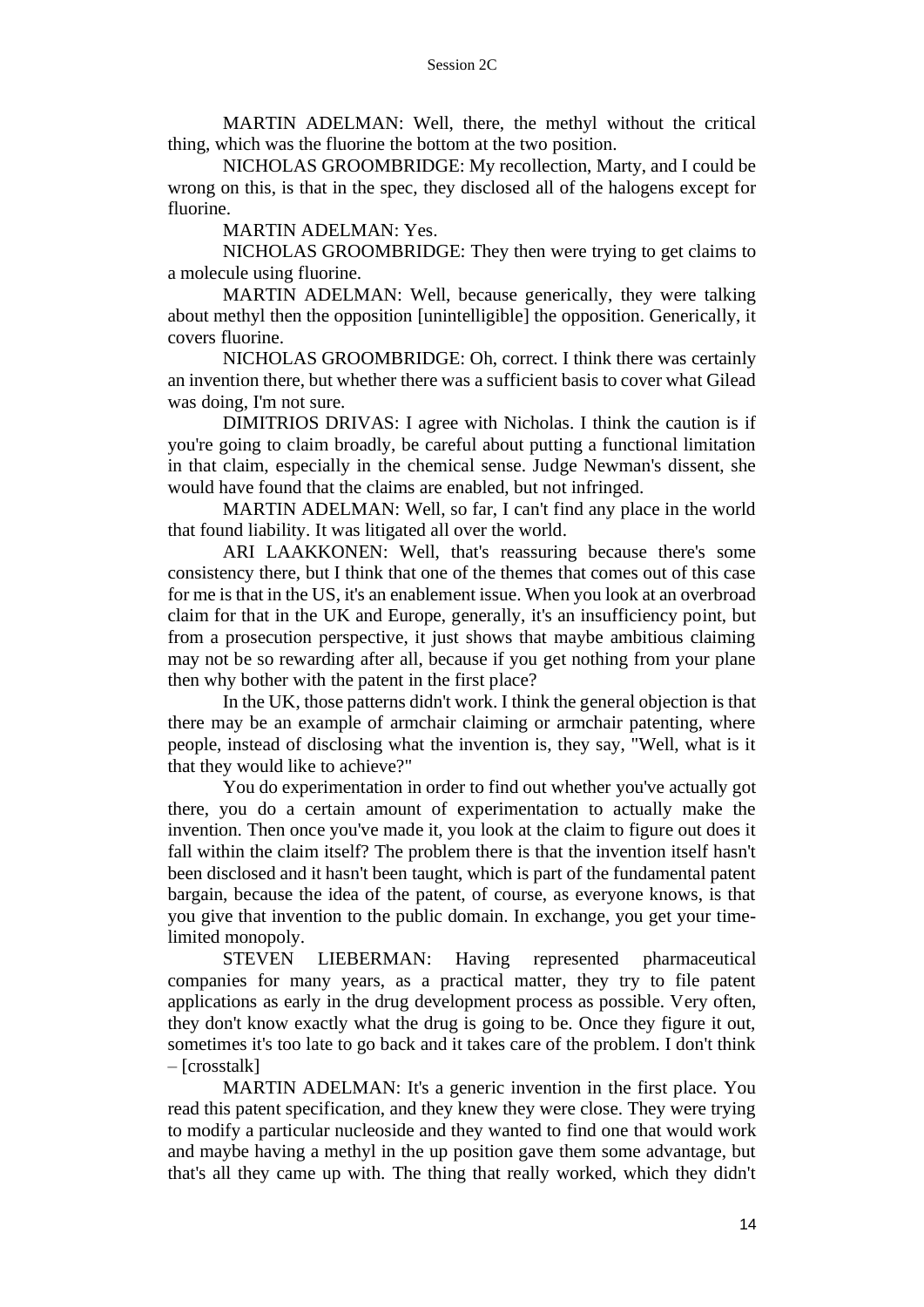MARTIN ADELMAN: Well, there, the methyl without the critical thing, which was the fluorine the bottom at the two position.

NICHOLAS GROOMBRIDGE: My recollection, Marty, and I could be wrong on this, is that in the spec, they disclosed all of the halogens except for fluorine.

MARTIN ADELMAN: Yes.

NICHOLAS GROOMBRIDGE: They then were trying to get claims to a molecule using fluorine.

MARTIN ADELMAN: Well, because generically, they were talking about methyl then the opposition [unintelligible] the opposition. Generically, it covers fluorine.

NICHOLAS GROOMBRIDGE: Oh, correct. I think there was certainly an invention there, but whether there was a sufficient basis to cover what Gilead was doing, I'm not sure.

DIMITRIOS DRIVAS: I agree with Nicholas. I think the caution is if you're going to claim broadly, be careful about putting a functional limitation in that claim, especially in the chemical sense. Judge Newman's dissent, she would have found that the claims are enabled, but not infringed.

MARTIN ADELMAN: Well, so far, I can't find any place in the world that found liability. It was litigated all over the world.

ARI LAAKKONEN: Well, that's reassuring because there's some consistency there, but I think that one of the themes that comes out of this case for me is that in the US, it's an enablement issue. When you look at an overbroad claim for that in the UK and Europe, generally, it's an insufficiency point, but from a prosecution perspective, it just shows that maybe ambitious claiming may not be so rewarding after all, because if you get nothing from your plane then why bother with the patent in the first place?

In the UK, those patterns didn't work. I think the general objection is that there may be an example of armchair claiming or armchair patenting, where people, instead of disclosing what the invention is, they say, "Well, what is it that they would like to achieve?"

You do experimentation in order to find out whether you've actually got there, you do a certain amount of experimentation to actually make the invention. Then once you've made it, you look at the claim to figure out does it fall within the claim itself? The problem there is that the invention itself hasn't been disclosed and it hasn't been taught, which is part of the fundamental patent bargain, because the idea of the patent, of course, as everyone knows, is that you give that invention to the public domain. In exchange, you get your time-limited monopoly.

STEVEN LIEBERMAN: Having represented pharmaceutical companies for many years, as a practical matter, they try to file patent applications as early in the drug development process as possible. Very often, they don't know exactly what the drug is going to be. Once they figure it out, sometimes it's too late to go back and it takes care of the problem. I don't think – [crosstalk]

MARTIN ADELMAN: It's a generic invention in the first place. You read this patent specification, and they knew they were close. They were trying to modify a particular nucleoside and they wanted to find one that would work and maybe having a methyl in the up position gave them some advantage, but that's all they came up with. The thing that really worked, which they didn't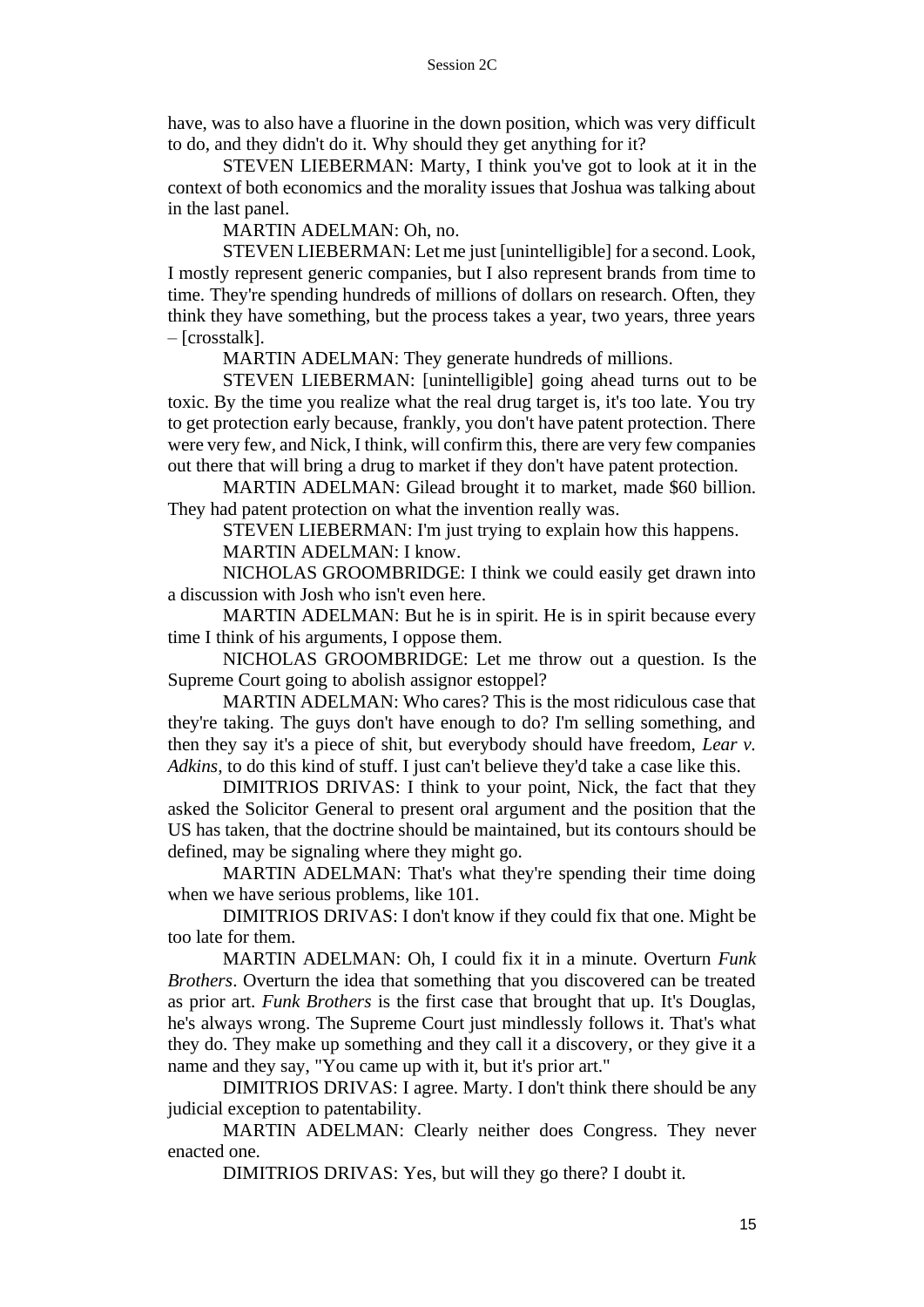have, was to also have a fluorine in the down position, which was very difficult to do, and they didn't do it. Why should they get anything for it?

STEVEN LIEBERMAN: Marty, I think you've got to look at it in the context of both economics and the morality issues that Joshua was talking about in the last panel.

MARTIN ADELMAN: Oh, no.

STEVEN LIEBERMAN: Let me just [unintelligible] for a second. Look, I mostly represent generic companies, but I also represent brands from time to time. They're spending hundreds of millions of dollars on research. Often, they think they have something, but the process takes a year, two years, three years – [crosstalk].

MARTIN ADELMAN: They generate hundreds of millions.

STEVEN LIEBERMAN: [unintelligible] going ahead turns out to be toxic. By the time you realize what the real drug target is, it's too late. You try to get protection early because, frankly, you don't have patent protection. There were very few, and Nick, I think, will confirm this, there are very few companies out there that will bring a drug to market if they don't have patent protection.

MARTIN ADELMAN: Gilead brought it to market, made $60 billion. They had patent protection on what the invention really was.

STEVEN LIEBERMAN: I'm just trying to explain how this happens.

MARTIN ADELMAN: I know.

NICHOLAS GROOMBRIDGE: I think we could easily get drawn into a discussion with Josh who isn't even here.

MARTIN ADELMAN: But he is in spirit. He is in spirit because every time I think of his arguments, I oppose them.

NICHOLAS GROOMBRIDGE: Let me throw out a question. Is the Supreme Court going to abolish assignor estoppel?

MARTIN ADELMAN: Who cares? This is the most ridiculous case that they're taking. The guys don't have enough to do? I'm selling something, and then they say it's a piece of shit, but everybody should have freedom, *Lear v. Adkins,* to do this kind of stuff. I just can't believe they'd take a case like this.

DIMITRIOS DRIVAS: I think to your point, Nick, the fact that they asked the Solicitor General to present oral argument and the position that the US has taken, that the doctrine should be maintained, but its contours should be defined, may be signaling where they might go.

MARTIN ADELMAN: That's what they're spending their time doing when we have serious problems, like 101.

DIMITRIOS DRIVAS: I don't know if they could fix that one. Might be too late for them.

MARTIN ADELMAN: Oh, I could fix it in a minute. Overturn *Funk Brothers*. Overturn the idea that something that you discovered can be treated as prior art. *Funk Brothers* is the first case that brought that up. It's Douglas, he's always wrong. The Supreme Court just mindlessly follows it. That's what they do. They make up something and they call it a discovery, or they give it a name and they say, "You came up with it, but it's prior art."

DIMITRIOS DRIVAS: I agree. Marty. I don't think there should be any judicial exception to patentability.

MARTIN ADELMAN: Clearly neither does Congress. They never enacted one.

DIMITRIOS DRIVAS: Yes, but will they go there? I doubt it.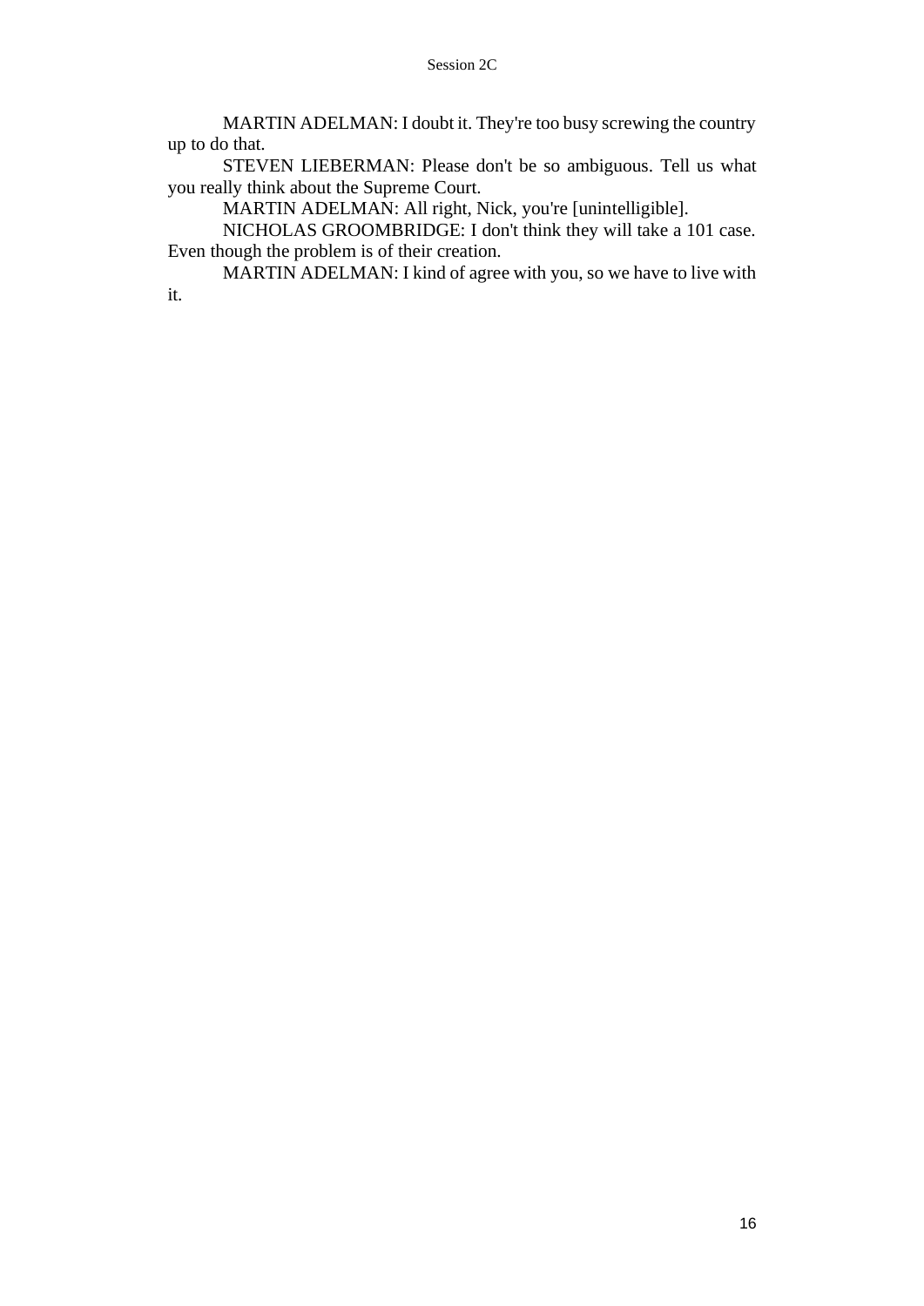MARTIN ADELMAN: I doubt it. They're too busy screwing the country up to do that.

STEVEN LIEBERMAN: Please don't be so ambiguous. Tell us what you really think about the Supreme Court.

MARTIN ADELMAN: All right, Nick, you're [unintelligible].

NICHOLAS GROOMBRIDGE: I don't think they will take a 101 case. Even though the problem is of their creation.

MARTIN ADELMAN: I kind of agree with you, so we have to live with it.